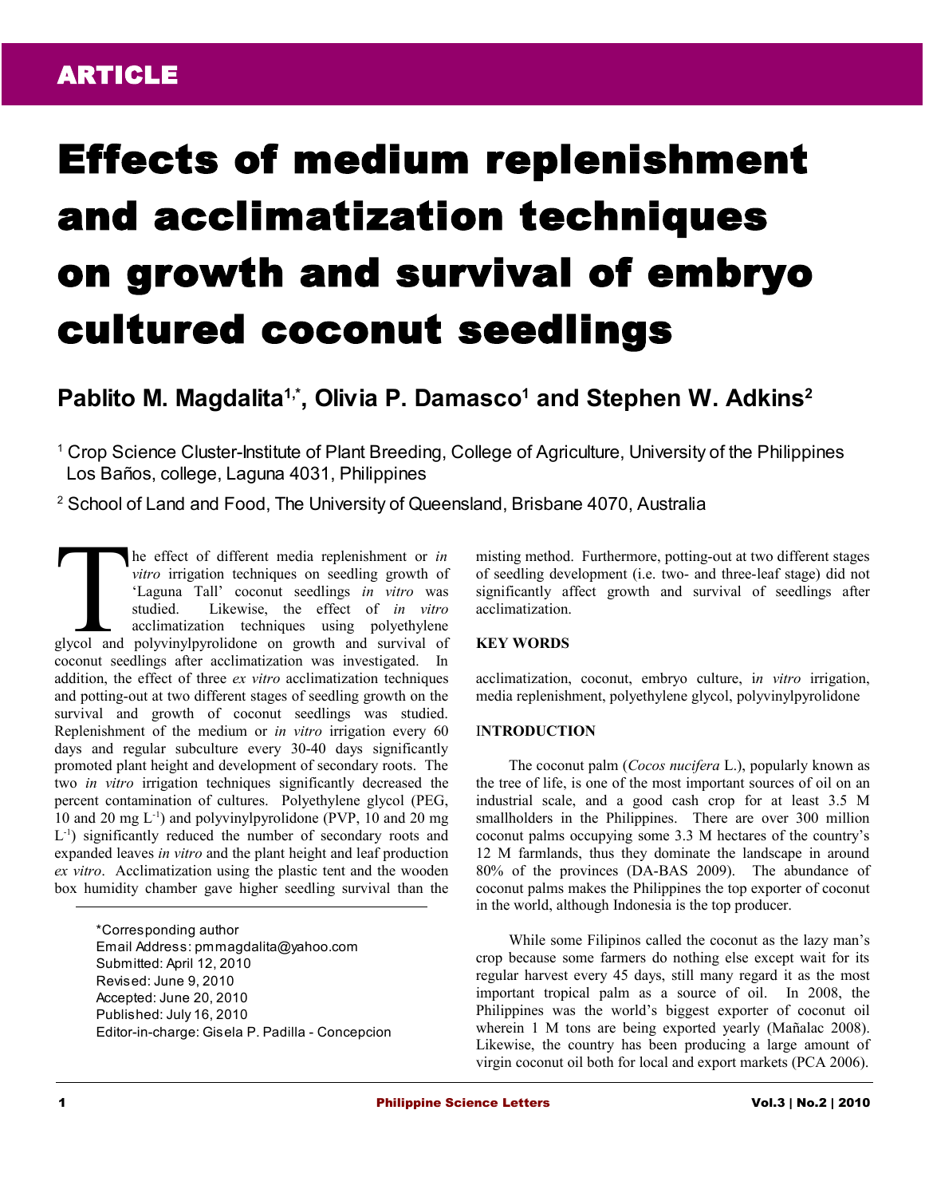ARTICLE

# Effects of medium replenishment and acclimatization techniques on growth and survival of embryo cultured coconut seedlings

**Pablito M. Magdalita[1,*], Olivia P. Damasco[1] and Stephen W. Adkins[2]**

[1] Crop Science Cluster-Institute of Plant Breeding, College of Agriculture, University of the Philippines Los Baños, college, Laguna 4031, Philippines

[2] School of Land and Food, The University of Queensland, Brisbane 4070, Australia

The effect of different media replenishment or *in vitro* irrigation techniques on seedling growth of 'Laguna Tall' coconut seedlings *in vitro* was studied. Likewise, the effect of *in vitro* acclimatization techniques using polyethylene glycol and polyvinylpyrolidone on growth and survival of coconut seedlings after acclimatization was investigated. In addition, the effect of three *ex vitro* acclimatization techniques and potting-out at two different stages of seedling growth on the survival and growth of coconut seedlings was studied. Replenishment of the medium or *in vitro* irrigation every 60 days and regular subculture every 30-40 days significantly promoted plant height and development of secondary roots. The two *in vitro* irrigation techniques significantly decreased the percent contamination of cultures. Polyethylene glycol (PEG, 10 and 20 mg $L^{-1}$) and polyvinylpyrolidone (PVP, 10 and 20 mg $L^{-1}$) significantly reduced the number of secondary roots and expanded leaves *in vitro* and the plant height and leaf production *ex vitro*. Acclimatization using the plastic tent and the wooden box humidity chamber gave higher seedling survival than the misting method. Furthermore, potting-out at two different stages of seedling development (i.e. two- and three-leaf stage) did not significantly affect growth and survival of seedlings after acclimatization.

*Corresponding author
Email Address: pmmagdalita@yahoo.com
Submitted: April 12, 2010
Revised: June 9, 2010
Accepted: June 20, 2010
Published: July 16, 2010
Editor-in-charge: Gisela P. Padilla - Concepcion

## KEY WORDS

acclimatization, coconut, embryo culture, i*n vitro* irrigation, media replenishment, polyethylene glycol, polyvinylpyrolidone

## INTRODUCTION

The coconut palm (*Cocos nucifera* L.), popularly known as the tree of life, is one of the most important sources of oil on an industrial scale, and a good cash crop for at least 3.5 M smallholders in the Philippines. There are over 300 million coconut palms occupying some 3.3 M hectares of the country's 12 M farmlands, thus they dominate the landscape in around 80% of the provinces (DA-BAS 2009). The abundance of coconut palms makes the Philippines the top exporter of coconut in the world, although Indonesia is the top producer.

While some Filipinos called the coconut as the lazy man's crop because some farmers do nothing else except wait for its regular harvest every 45 days, still many regard it as the most important tropical palm as a source of oil. In 2008, the Philippines was the world's biggest exporter of coconut oil wherein 1 M tons are being exported yearly (Mañalac 2008). Likewise, the country has been producing a large amount of virgin coconut oil both for local and export markets (PCA 2006).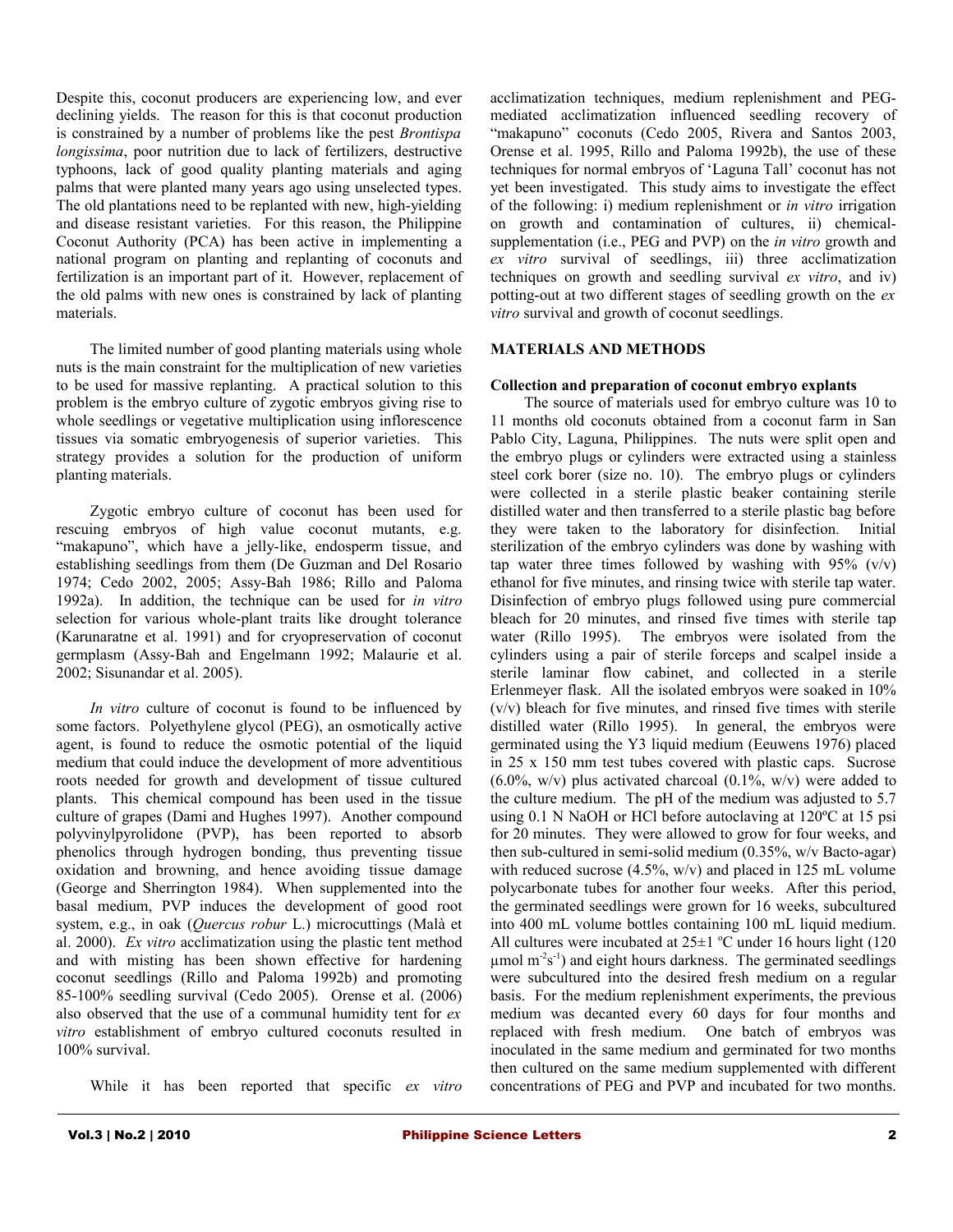Despite this, coconut producers are experiencing low, and ever declining yields. The reason for this is that coconut production is constrained by a number of problems like the pest *Brontispa longissima*, poor nutrition due to lack of fertilizers, destructive typhoons, lack of good quality planting materials and aging palms that were planted many years ago using unselected types. The old plantations need to be replanted with new, high-yielding and disease resistant varieties. For this reason, the Philippine Coconut Authority (PCA) has been active in implementing a national program on planting and replanting of coconuts and fertilization is an important part of it. However, replacement of the old palms with new ones is constrained by lack of planting materials.

The limited number of good planting materials using whole nuts is the main constraint for the multiplication of new varieties to be used for massive replanting. A practical solution to this problem is the embryo culture of zygotic embryos giving rise to whole seedlings or vegetative multiplication using inflorescence tissues via somatic embryogenesis of superior varieties. This strategy provides a solution for the production of uniform planting materials.

Zygotic embryo culture of coconut has been used for rescuing embryos of high value coconut mutants, e.g. "makapuno", which have a jelly-like, endosperm tissue, and establishing seedlings from them (De Guzman and Del Rosario 1974; Cedo 2002, 2005; Assy-Bah 1986; Rillo and Paloma 1992a). In addition, the technique can be used for *in vitro* selection for various whole-plant traits like drought tolerance (Karunaratne et al. 1991) and for cryopreservation of coconut germplasm (Assy-Bah and Engelmann 1992; Malaurie et al. 2002; Sisunandar et al. 2005).

*In vitro* culture of coconut is found to be influenced by some factors. Polyethylene glycol (PEG), an osmotically active agent, is found to reduce the osmotic potential of the liquid medium that could induce the development of more adventitious roots needed for growth and development of tissue cultured plants. This chemical compound has been used in the tissue culture of grapes (Dami and Hughes 1997). Another compound polyvinylpyrolidone (PVP), has been reported to absorb phenolics through hydrogen bonding, thus preventing tissue oxidation and browning, and hence avoiding tissue damage (George and Sherrington 1984). When supplemented into the basal medium, PVP induces the development of good root system, e.g., in oak (*Quercus robur* L.) microcuttings (Malà et al. 2000). *Ex vitro* acclimatization using the plastic tent method and with misting has been shown effective for hardening coconut seedlings (Rillo and Paloma 1992b) and promoting 85-100% seedling survival (Cedo 2005). Orense et al. (2006) also observed that the use of a communal humidity tent for *ex vitro* establishment of embryo cultured coconuts resulted in 100% survival.

While it has been reported that specific *ex vitro* acclimatization techniques, medium replenishment and PEG-mediated acclimatization influenced seedling recovery of "makapuno" coconuts (Cedo 2005, Rivera and Santos 2003, Orense et al. 1995, Rillo and Paloma 1992b), the use of these techniques for normal embryos of 'Laguna Tall' coconut has not yet been investigated. This study aims to investigate the effect of the following: i) medium replenishment or *in vitro* irrigation on growth and contamination of cultures, ii) chemical-supplementation (i.e., PEG and PVP) on the *in vitro* growth and *ex vitro* survival of seedlings, iii) three acclimatization techniques on growth and seedling survival *ex vitro*, and iv) potting-out at two different stages of seedling growth on the *ex vitro* survival and growth of coconut seedlings.

## MATERIALS AND METHODS

### Collection and preparation of coconut embryo explants

The source of materials used for embryo culture was 10 to 11 months old coconuts obtained from a coconut farm in San Pablo City, Laguna, Philippines. The nuts were split open and the embryo plugs or cylinders were extracted using a stainless steel cork borer (size no. 10). The embryo plugs or cylinders were collected in a sterile plastic beaker containing sterile distilled water and then transferred to a sterile plastic bag before they were taken to the laboratory for disinfection. Initial sterilization of the embryo cylinders was done by washing with tap water three times followed by washing with 95% (v/v) ethanol for five minutes, and rinsing twice with sterile tap water. Disinfection of embryo plugs followed using pure commercial bleach for 20 minutes, and rinsed five times with sterile tap water (Rillo 1995). The embryos were isolated from the cylinders using a pair of sterile forceps and scalpel inside a sterile laminar flow cabinet, and collected in a sterile Erlenmeyer flask. All the isolated embryos were soaked in 10% (v/v) bleach for five minutes, and rinsed five times with sterile distilled water (Rillo 1995). In general, the embryos were germinated using the Y3 liquid medium (Eeuwens 1976) placed in 25 x 150 mm test tubes covered with plastic caps. Sucrose (6.0%, w/v) plus activated charcoal (0.1%, w/v) were added to the culture medium. The pH of the medium was adjusted to 5.7 using 0.1 N NaOH or HCl before autoclaving at 120ºC at 15 psi for 20 minutes. They were allowed to grow for four weeks, and then sub-cultured in semi-solid medium (0.35%, w/v Bacto-agar) with reduced sucrose (4.5%, w/v) and placed in 125 mL volume polycarbonate tubes for another four weeks. After this period, the germinated seedlings were grown for 16 weeks, subcultured into 400 mL volume bottles containing 100 mL liquid medium. All cultures were incubated at 25±1 ºC under 16 hours light (120 µmol $m^{-2}s^{-1}$) and eight hours darkness. The germinated seedlings were subcultured into the desired fresh medium on a regular basis. For the medium replenishment experiments, the previous medium was decanted every 60 days for four months and replaced with fresh medium. One batch of embryos was inoculated in the same medium and germinated for two months then cultured on the same medium supplemented with different concentrations of PEG and PVP and incubated for two months.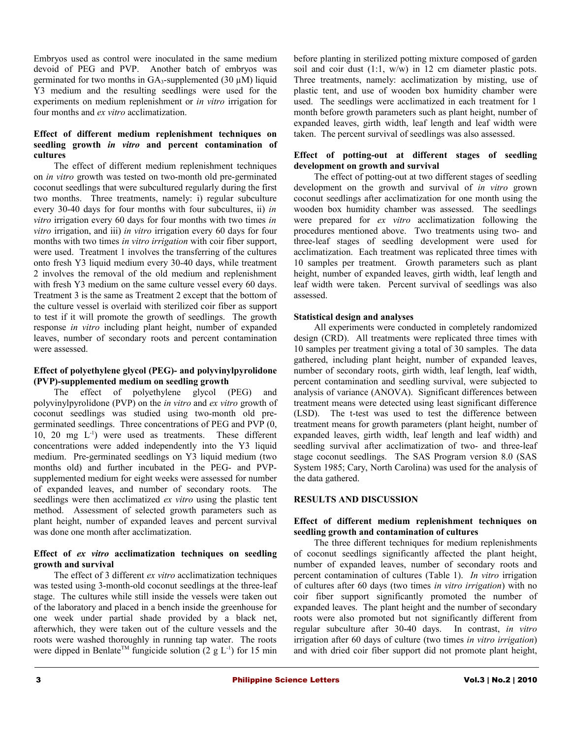Embryos used as control were inoculated in the same medium devoid of PEG and PVP. Another batch of embryos was germinated for two months in $GA_3$-supplemented (30 µM) liquid Y3 medium and the resulting seedlings were used for the experiments on medium replenishment or *in vitro* irrigation for four months and *ex vitro* acclimatization.

### Effect of different medium replenishment techniques on seedling growth *in vitro* and percent contamination of cultures

The effect of different medium replenishment techniques on *in vitro* growth was tested on two-month old pre-germinated coconut seedlings that were subcultured regularly during the first two months. Three treatments, namely: i) regular subculture every 30-40 days for four months with four subcultures, ii) *in vitro* irrigation every 60 days for four months with two times *in vitro* irrigation, and iii) *in vitro* irrigation every 60 days for four months with two times *in vitro irrigation* with coir fiber support, were used. Treatment 1 involves the transferring of the cultures onto fresh Y3 liquid medium every 30-40 days, while treatment 2 involves the removal of the old medium and replenishment with fresh Y3 medium on the same culture vessel every 60 days. Treatment 3 is the same as Treatment 2 except that the bottom of the culture vessel is overlaid with sterilized coir fiber as support to test if it will promote the growth of seedlings. The growth response *in vitro* including plant height, number of expanded leaves, number of secondary roots and percent contamination were assessed.

### Effect of polyethylene glycol (PEG)- and polyvinylpyrolidone (PVP)-supplemented medium on seedling growth

The effect of polyethylene glycol (PEG) and polyvinylpyrolidone (PVP) on the *in vitro* and *ex vitro* growth of coconut seedlings was studied using two-month old pre-germinated seedlings. Three concentrations of PEG and PVP (0, 10, 20 mg $L^{-1}$) were used as treatments. These different concentrations were added independently into the Y3 liquid medium. Pre-germinated seedlings on Y3 liquid medium (two months old) and further incubated in the PEG- and PVP-supplemented medium for eight weeks were assessed for number of expanded leaves, and number of secondary roots. The seedlings were then acclimatized *ex vitro* using the plastic tent method. Assessment of selected growth parameters such as plant height, number of expanded leaves and percent survival was done one month after acclimatization.

### Effect of *ex vitro* acclimatization techniques on seedling growth and survival

The effect of 3 different *ex vitro* acclimatization techniques was tested using 3-month-old coconut seedlings at the three-leaf stage. The cultures while still inside the vessels were taken out of the laboratory and placed in a bench inside the greenhouse for one week under partial shade provided by a black net, afterwhich, they were taken out of the culture vessels and the roots were washed thoroughly in running tap water. The roots were dipped in Benlate™ fungicide solution (2 g $L^{-1}$) for 15 min before planting in sterilized potting mixture composed of garden soil and coir dust (1:1, w/w) in 12 cm diameter plastic pots. Three treatments, namely: acclimatization by misting, use of plastic tent, and use of wooden box humidity chamber were used. The seedlings were acclimatized in each treatment for 1 month before growth parameters such as plant height, number of expanded leaves, girth width, leaf length and leaf width were taken. The percent survival of seedlings was also assessed.

### Effect of potting-out at different stages of seedling development on growth and survival

The effect of potting-out at two different stages of seedling development on the growth and survival of *in vitro* grown coconut seedlings after acclimatization for one month using the wooden box humidity chamber was assessed. The seedlings were prepared for *ex vitro* acclimatization following the procedures mentioned above. Two treatments using two- and three-leaf stages of seedling development were used for acclimatization. Each treatment was replicated three times with 10 samples per treatment. Growth parameters such as plant height, number of expanded leaves, girth width, leaf length and leaf width were taken. Percent survival of seedlings was also assessed.

### Statistical design and analyses

All experiments were conducted in completely randomized design (CRD). All treatments were replicated three times with 10 samples per treatment giving a total of 30 samples. The data gathered, including plant height, number of expanded leaves, number of secondary roots, girth width, leaf length, leaf width, percent contamination and seedling survival, were subjected to analysis of variance (ANOVA). Significant differences between treatment means were detected using least significant difference (LSD). The t-test was used to test the difference between treatment means for growth parameters (plant height, number of expanded leaves, girth width, leaf length and leaf width) and seedling survival after acclimatization of two- and three-leaf stage coconut seedlings. The SAS Program version 8.0 (SAS System 1985; Cary, North Carolina) was used for the analysis of the data gathered.

## RESULTS AND DISCUSSION

### Effect of different medium replenishment techniques on seedling growth and contamination of cultures

The three different techniques for medium replenishments of coconut seedlings significantly affected the plant height, number of expanded leaves, number of secondary roots and percent contamination of cultures (Table 1). *In vitro* irrigation of cultures after 60 days (two times *in vitro irrigation*) with no coir fiber support significantly promoted the number of expanded leaves. The plant height and the number of secondary roots were also promoted but not significantly different from regular subculture after 30-40 days. In contrast, *in vitro* irrigation after 60 days of culture (two times *in vitro irrigation*) and with dried coir fiber support did not promote plant height,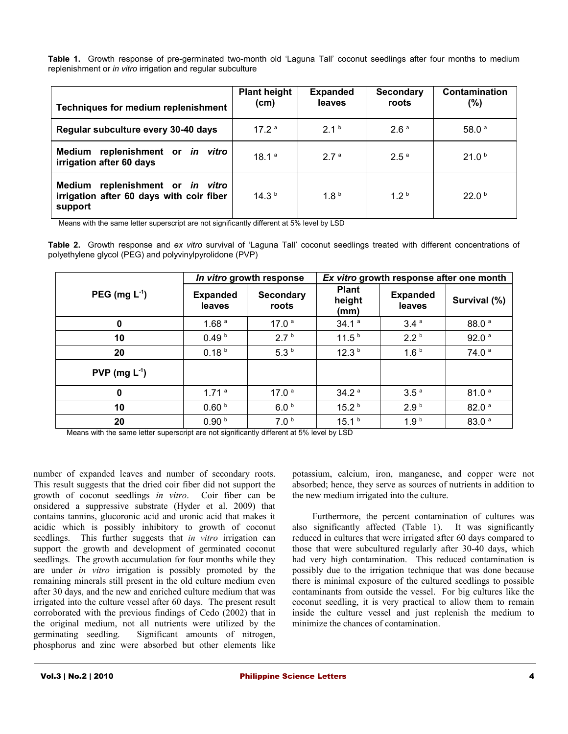**Table 1.** Growth response of pre-germinated two-month old 'Laguna Tall' coconut seedlings after four months to medium replenishment or *in vitro* irrigation and regular subculture

| Techniques for medium replenishment | Plant height (cm) | Expanded leaves | Secondary roots | Contamination (%) |
|---|---|---|---|---|
| Regular subculture every 30-40 days | 17.2 [a] | 2.1 [b] | 2.6 [a] | 58.0 [a] |
| Medium replenishment or *in vitro* irrigation after 60 days | 18.1 [a] | 2.7 [a] | 2.5 [a] | 21.0 [b] |
| Medium replenishment or *in vitro* irrigation after 60 days with coir fiber support | 14.3 [b] | 1.8 [b] | 1.2 [b] | 22.0 [b] |

Means with the same letter superscript are not significantly different at 5% level by LSD

**Table 2.** Growth response and *ex vitro* survival of 'Laguna Tall' coconut seedlings treated with different concentrations of polyethylene glycol (PEG) and polyvinylpyrolidone (PVP)

| PEG (mg $L^{-1}$) | *In vitro* growth response | | *Ex vitro* growth response after one month | | |
|---|---|---|---|---|---|
| | Expanded leaves | Secondary roots | Plant height (mm) | Expanded leaves | Survival (%) |
| 0 | 1.68 [a] | 17.0 [a] | 34.1 [a] | 3.4 [a] | 88.0 [a] |
| 10 | 0.49 [b] | 2.7 [b] | 11.5 [b] | 2.2 [b] | 92.0 [a] |
| 20 | 0.18 [b] | 5.3 [b] | 12.3 [b] | 1.6 [b] | 74.0 [a] |
| PVP (mg $L^{-1}$) | | | | | |
| 0 | 1.71 [a] | 17.0 [a] | 34.2 [a] | 3.5 [a] | 81.0 [a] |
| 10 | 0.60 [b] | 6.0 [b] | 15.2 [b] | 2.9 [b] | 82.0 [a] |
| 20 | 0.90 [b] | 7.0 [b] | 15.1 [b] | 1.9 [b] | 83.0 [a] |

Means with the same letter superscript are not significantly different at 5% level by LSD

number of expanded leaves and number of secondary roots. This result suggests that the dried coir fiber did not support the growth of coconut seedlings *in vitro*. Coir fiber can be onsidered a suppressive substrate (Hyder et al. 2009) that contains tannins, glucoronic acid and uronic acid that makes it acidic which is possibly inhibitory to growth of coconut seedlings. This further suggests that *in vitro* irrigation can support the growth and development of germinated coconut seedlings. The growth accumulation for four months while they are under *in vitro* irrigation is possibly promoted by the remaining minerals still present in the old culture medium even after 30 days, and the new and enriched culture medium that was irrigated into the culture vessel after 60 days. The present result corroborated with the previous findings of Cedo (2002) that in the original medium, not all nutrients were utilized by the germinating seedling. Significant amounts of nitrogen, phosphorus and zinc were absorbed but other elements like potassium, calcium, iron, manganese, and copper were not absorbed; hence, they serve as sources of nutrients in addition to the new medium irrigated into the culture.

Furthermore, the percent contamination of cultures was also significantly affected (Table 1). It was significantly reduced in cultures that were irrigated after 60 days compared to those that were subcultured regularly after 30-40 days, which had very high contamination. This reduced contamination is possibly due to the irrigation technique that was done because there is minimal exposure of the cultured seedlings to possible contaminants from outside the vessel. For big cultures like the coconut seedling, it is very practical to allow them to remain inside the culture vessel and just replenish the medium to minimize the chances of contamination.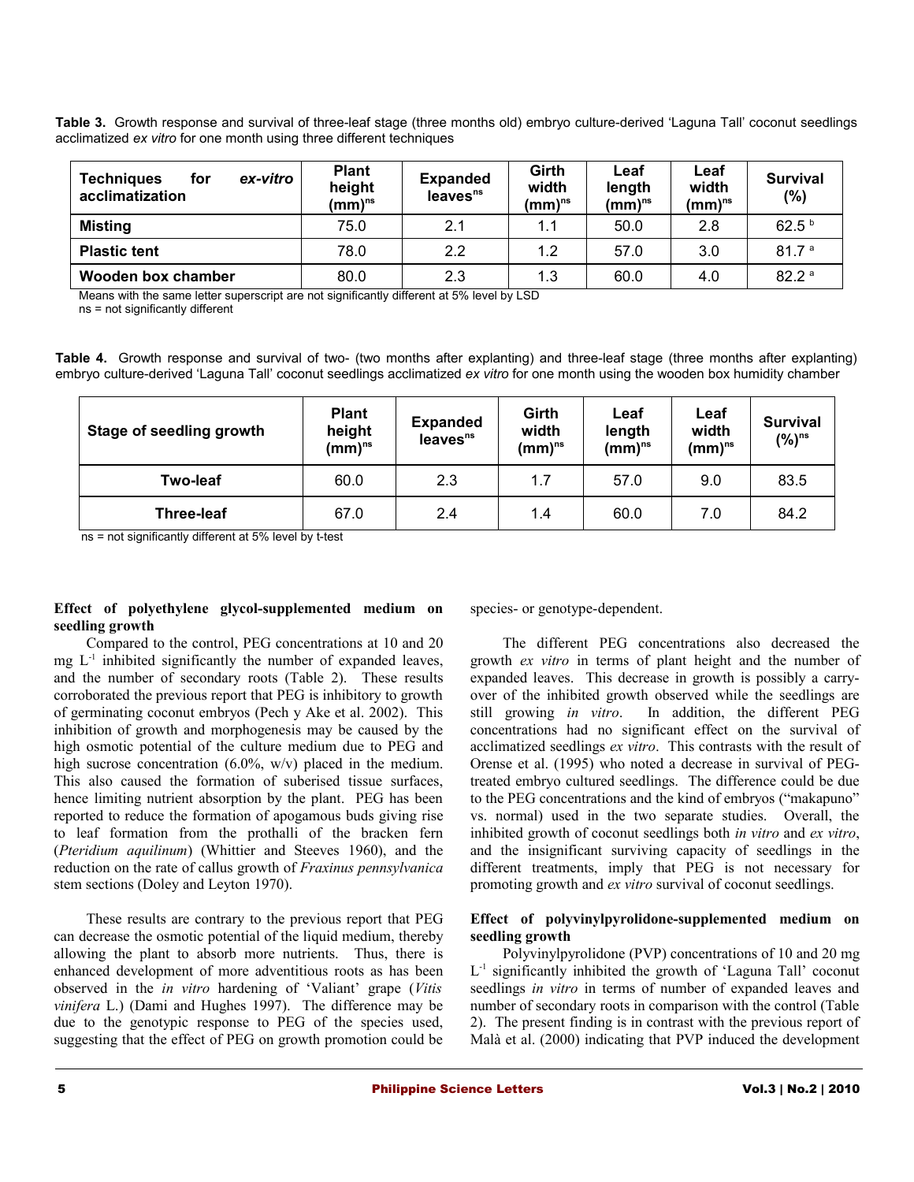**Table 3.** Growth response and survival of three-leaf stage (three months old) embryo culture-derived 'Laguna Tall' coconut seedlings acclimatized *ex vitro* for one month using three different techniques

| Techniques for *ex-vitro* acclimatization | Plant height (mm)$^{ns}$ | Expanded leaves$^{ns}$ | Girth width (mm)$^{ns}$ | Leaf length (mm)$^{ns}$ | Leaf width (mm)$^{ns}$ | Survival (%) |
|---|---|---|---|---|---|---|
| **Misting** | 75.0 | 2.1 | 1.1 | 50.0 | 2.8 | 62.5 $^{b}$ |
| **Plastic tent** | 78.0 | 2.2 | 1.2 | 57.0 | 3.0 | 81.7 $^{a}$ |
| **Wooden box chamber** | 80.0 | 2.3 | 1.3 | 60.0 | 4.0 | 82.2 $^{a}$ |

Means with the same letter superscript are not significantly different at 5% level by LSD
ns = not significantly different

**Table 4.** Growth response and survival of two- (two months after explanting) and three-leaf stage (three months after explanting) embryo culture-derived 'Laguna Tall' coconut seedlings acclimatized *ex vitro* for one month using the wooden box humidity chamber

| Stage of seedling growth | Plant height (mm)$^{ns}$ | Expanded leaves$^{ns}$ | Girth width (mm)$^{ns}$ | Leaf length (mm)$^{ns}$ | Leaf width (mm)$^{ns}$ | Survival (%)$^{ns}$ |
|---|---|---|---|---|---|---|
| **Two-leaf** | 60.0 | 2.3 | 1.7 | 57.0 | 9.0 | 83.5 |
| **Three-leaf** | 67.0 | 2.4 | 1.4 | 60.0 | 7.0 | 84.2 |

ns = not significantly different at 5% level by t-test

**Effect of polyethylene glycol-supplemented medium on seedling growth**

Compared to the control, PEG concentrations at 10 and 20 mg $L^{-1}$ inhibited significantly the number of expanded leaves, and the number of secondary roots (Table 2). These results corroborated the previous report that PEG is inhibitory to growth of germinating coconut embryos (Pech y Ake et al. 2002). This inhibition of growth and morphogenesis may be caused by the high osmotic potential of the culture medium due to PEG and high sucrose concentration (6.0%, w/v) placed in the medium. This also caused the formation of suberised tissue surfaces, hence limiting nutrient absorption by the plant. PEG has been reported to reduce the formation of apogamous buds giving rise to leaf formation from the prothalli of the bracken fern (*Pteridium aquilinum*) (Whittier and Steeves 1960), and the reduction on the rate of callus growth of *Fraxinus pennsylvanica* stem sections (Doley and Leyton 1970).

These results are contrary to the previous report that PEG can decrease the osmotic potential of the liquid medium, thereby allowing the plant to absorb more nutrients. Thus, there is enhanced development of more adventitious roots as has been observed in the *in vitro* hardening of 'Valiant' grape (*Vitis vinifera* L.) (Dami and Hughes 1997). The difference may be due to the genotypic response to PEG of the species used, suggesting that the effect of PEG on growth promotion could be species- or genotype-dependent.

The different PEG concentrations also decreased the growth *ex vitro* in terms of plant height and the number of expanded leaves. This decrease in growth is possibly a carry-over of the inhibited growth observed while the seedlings are still growing *in vitro*. In addition, the different PEG concentrations had no significant effect on the survival of acclimatized seedlings *ex vitro*. This contrasts with the result of Orense et al. (1995) who noted a decrease in survival of PEG-treated embryo cultured seedlings. The difference could be due to the PEG concentrations and the kind of embryos ("makapuno" vs. normal) used in the two separate studies. Overall, the inhibited growth of coconut seedlings both *in vitro* and *ex vitro*, and the insignificant surviving capacity of seedlings in the different treatments, imply that PEG is not necessary for promoting growth and *ex vitro* survival of coconut seedlings.

**Effect of polyvinylpyrolidone-supplemented medium on seedling growth**

Polyvinylpyrolidone (PVP) concentrations of 10 and 20 mg $L^{-1}$ significantly inhibited the growth of 'Laguna Tall' coconut seedlings *in vitro* in terms of number of expanded leaves and number of secondary roots in comparison with the control (Table 2). The present finding is in contrast with the previous report of Malà et al. (2000) indicating that PVP induced the development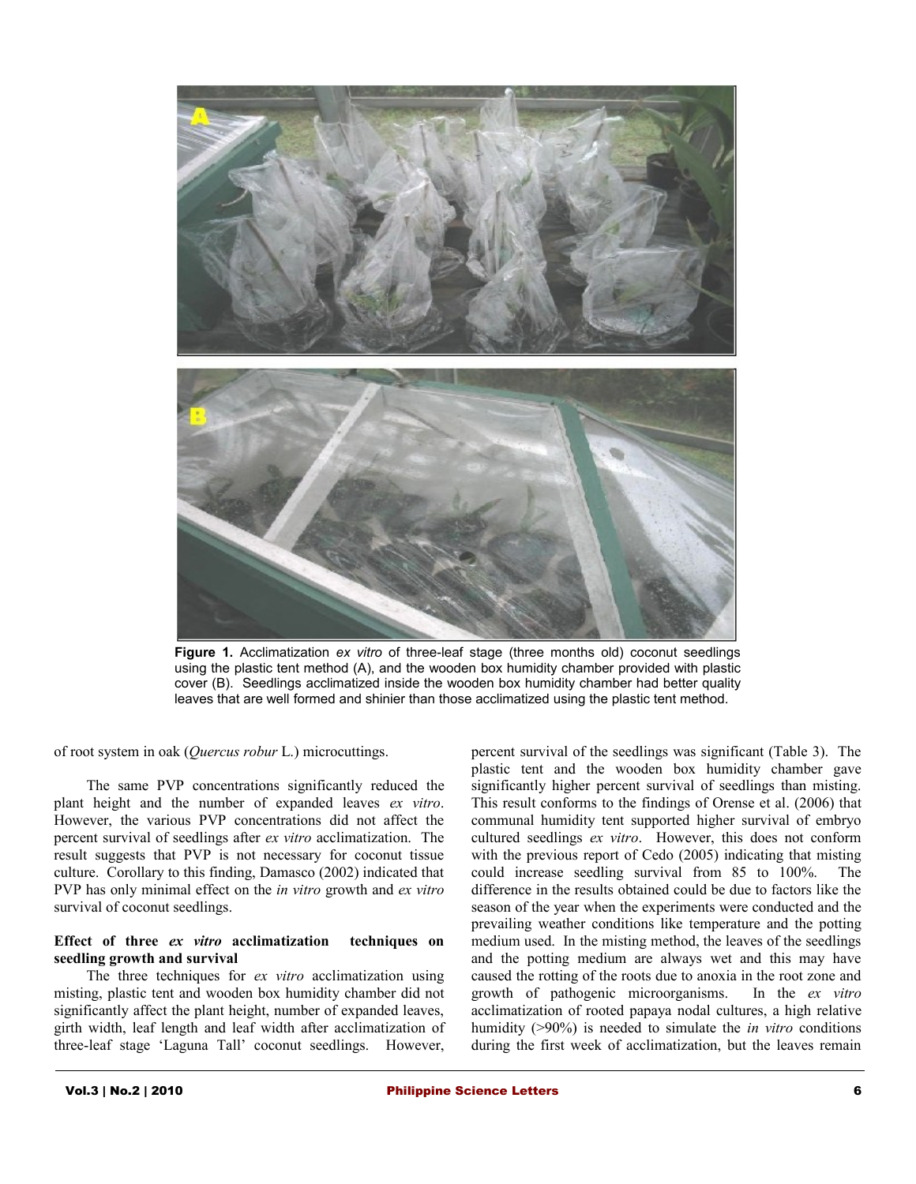**Figure 1.** Acclimatization *ex vitro* of three-leaf stage (three months old) coconut seedlings using the plastic tent method (A), and the wooden box humidity chamber provided with plastic cover (B). Seedlings acclimatized inside the wooden box humidity chamber had better quality leaves that are well formed and shinier than those acclimatized using the plastic tent method.

of root system in oak (*Quercus robur* L.) microcuttings.

The same PVP concentrations significantly reduced the plant height and the number of expanded leaves *ex vitro*. However, the various PVP concentrations did not affect the percent survival of seedlings after *ex vitro* acclimatization. The result suggests that PVP is not necessary for coconut tissue culture. Corollary to this finding, Damasco (2002) indicated that PVP has only minimal effect on the *in vitro* growth and *ex vitro* survival of coconut seedlings.

**Effect of three *ex vitro* acclimatization techniques on seedling growth and survival**

The three techniques for *ex vitro* acclimatization using misting, plastic tent and wooden box humidity chamber did not significantly affect the plant height, number of expanded leaves, girth width, leaf length and leaf width after acclimatization of three-leaf stage 'Laguna Tall' coconut seedlings. However, percent survival of the seedlings was significant (Table 3). The plastic tent and the wooden box humidity chamber gave significantly higher percent survival of seedlings than misting. This result conforms to the findings of Orense et al. (2006) that communal humidity tent supported higher survival of embryo cultured seedlings *ex vitro*. However, this does not conform with the previous report of Cedo (2005) indicating that misting could increase seedling survival from 85 to 100%. The difference in the results obtained could be due to factors like the season of the year when the experiments were conducted and the prevailing weather conditions like temperature and the potting medium used. In the misting method, the leaves of the seedlings and the potting medium are always wet and this may have caused the rotting of the roots due to anoxia in the root zone and growth of pathogenic microorganisms. In the *ex vitro* acclimatization of rooted papaya nodal cultures, a high relative humidity (>90%) is needed to simulate the *in vitro* conditions during the first week of acclimatization, but the leaves remain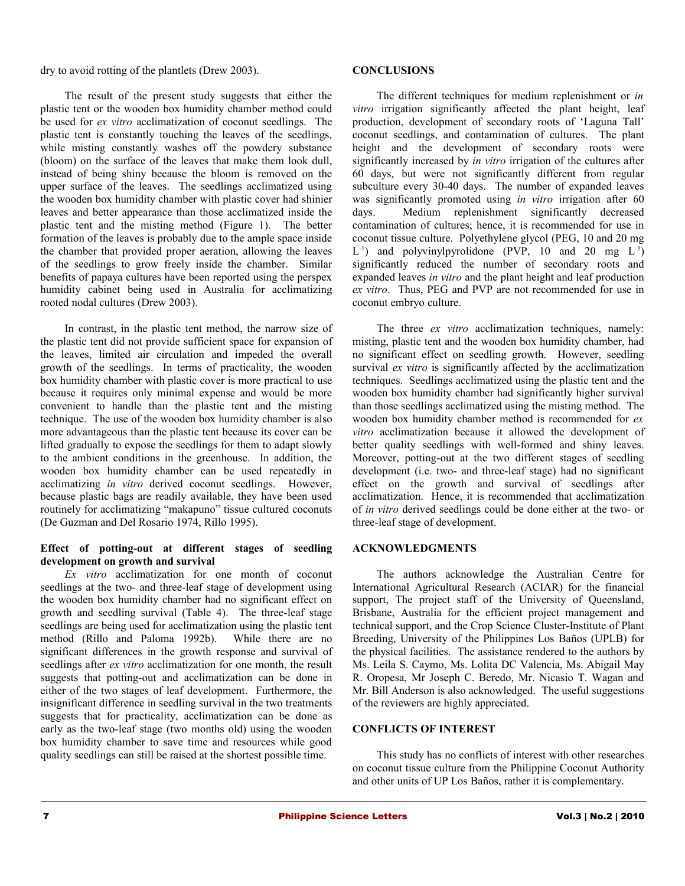dry to avoid rotting of the plantlets (Drew 2003).

The result of the present study suggests that either the plastic tent or the wooden box humidity chamber method could be used for *ex vitro* acclimatization of coconut seedlings. The plastic tent is constantly touching the leaves of the seedlings, while misting constantly washes off the powdery substance (bloom) on the surface of the leaves that make them look dull, instead of being shiny because the bloom is removed on the upper surface of the leaves. The seedlings acclimatized using the wooden box humidity chamber with plastic cover had shinier leaves and better appearance than those acclimatized inside the plastic tent and the misting method (Figure 1). The better formation of the leaves is probably due to the ample space inside the chamber that provided proper aeration, allowing the leaves of the seedlings to grow freely inside the chamber. Similar benefits of papaya cultures have been reported using the perspex humidity cabinet being used in Australia for acclimatizing rooted nodal cultures (Drew 2003).

In contrast, in the plastic tent method, the narrow size of the plastic tent did not provide sufficient space for expansion of the leaves, limited air circulation and impeded the overall growth of the seedlings. In terms of practicality, the wooden box humidity chamber with plastic cover is more practical to use because it requires only minimal expense and would be more convenient to handle than the plastic tent and the misting technique. The use of the wooden box humidity chamber is also more advantageous than the plastic tent because its cover can be lifted gradually to expose the seedlings for them to adapt slowly to the ambient conditions in the greenhouse. In addition, the wooden box humidity chamber can be used repeatedly in acclimatizing *in vitro* derived coconut seedlings. However, because plastic bags are readily available, they have been used routinely for acclimatizing "makapuno" tissue cultured coconuts (De Guzman and Del Rosario 1974, Rillo 1995).

**Effect of potting-out at different stages of seedling development on growth and survival**

*Ex vitro* acclimatization for one month of coconut seedlings at the two- and three-leaf stage of development using the wooden box humidity chamber had no significant effect on growth and seedling survival (Table 4). The three-leaf stage seedlings are being used for acclimatization using the plastic tent method (Rillo and Paloma 1992b). While there are no significant differences in the growth response and survival of seedlings after *ex vitro* acclimatization for one month, the result suggests that potting-out and acclimatization can be done in either of the two stages of leaf development. Furthermore, the insignificant difference in seedling survival in the two treatments suggests that for practicality, acclimatization can be done as early as the two-leaf stage (two months old) using the wooden box humidity chamber to save time and resources while good quality seedlings can still be raised at the shortest possible time.

## CONCLUSIONS

The different techniques for medium replenishment or *in vitro* irrigation significantly affected the plant height, leaf production, development of secondary roots of 'Laguna Tall' coconut seedlings, and contamination of cultures. The plant height and the development of secondary roots were significantly increased by *in vitro* irrigation of the cultures after 60 days, but were not significantly different from regular subculture every 30-40 days. The number of expanded leaves was significantly promoted using *in vitro* irrigation after 60 days. Medium replenishment significantly decreased contamination of cultures; hence, it is recommended for use in coconut tissue culture. Polyethylene glycol (PEG, 10 and 20 mg $L^{-1}$) and polyvinylpyrolidone (PVP, 10 and 20 mg $L^{-1}$) significantly reduced the number of secondary roots and expanded leaves *in vitro* and the plant height and leaf production *ex vitro*. Thus, PEG and PVP are not recommended for use in coconut embryo culture.

The three *ex vitro* acclimatization techniques, namely: misting, plastic tent and the wooden box humidity chamber, had no significant effect on seedling growth. However, seedling survival *ex vitro* is significantly affected by the acclimatization techniques. Seedlings acclimatized using the plastic tent and the wooden box humidity chamber had significantly higher survival than those seedlings acclimatized using the misting method. The wooden box humidity chamber method is recommended for *ex vitro* acclimatization because it allowed the development of better quality seedlings with well-formed and shiny leaves. Moreover, potting-out at the two different stages of seedling development (i.e. two- and three-leaf stage) had no significant effect on the growth and survival of seedlings after acclimatization. Hence, it is recommended that acclimatization of *in vitro* derived seedlings could be done either at the two- or three-leaf stage of development.

## ACKNOWLEDGMENTS

The authors acknowledge the Australian Centre for International Agricultural Research (ACIAR) for the financial support, The project staff of the University of Queensland, Brisbane, Australia for the efficient project management and technical support, and the Crop Science Cluster-Institute of Plant Breeding, University of the Philippines Los Baños (UPLB) for the physical facilities. The assistance rendered to the authors by Ms. Leila S. Caymo, Ms. Lolita DC Valencia, Ms. Abigail May R. Oropesa, Mr Joseph C. Beredo, Mr. Nicasio T. Wagan and Mr. Bill Anderson is also acknowledged. The useful suggestions of the reviewers are highly appreciated.

## CONFLICTS OF INTEREST

This study has no conflicts of interest with other researches on coconut tissue culture from the Philippine Coconut Authority and other units of UP Los Baños, rather it is complementary.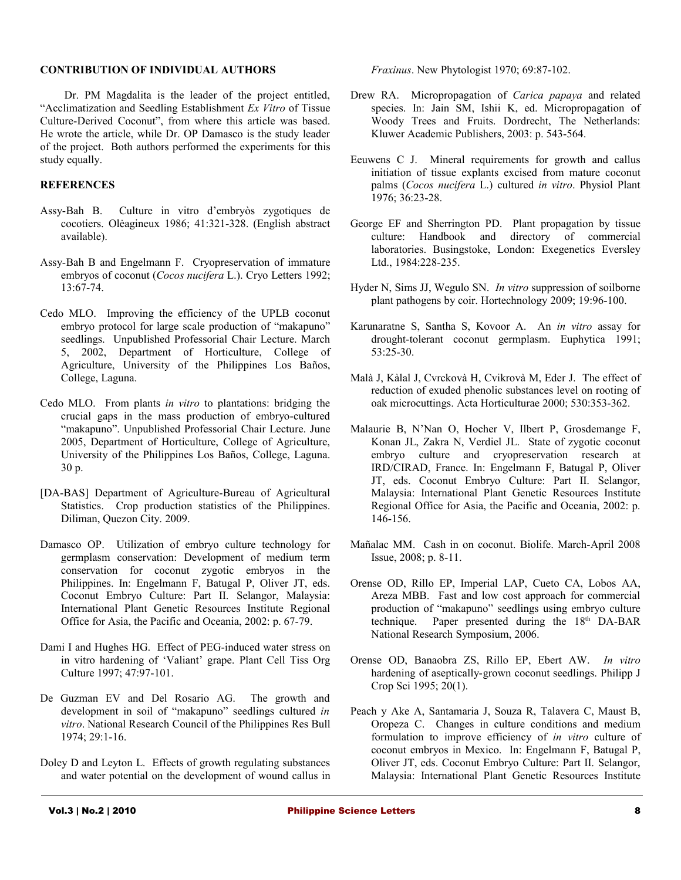**CONTRIBUTION OF INDIVIDUAL AUTHORS**

Dr. PM Magdalita is the leader of the project entitled, "Acclimatization and Seedling Establishment *Ex Vitro* of Tissue Culture-Derived Coconut", from where this article was based. He wrote the article, while Dr. OP Damasco is the study leader of the project. Both authors performed the experiments for this study equally.

**REFERENCES**

Assy-Bah B. Culture in vitro d'embryòs zygotiques de cocotiers. Olèagineux 1986; 41:321-328. (English abstract available).

Assy-Bah B and Engelmann F. Cryopreservation of immature embryos of coconut (*Cocos nucifera* L.). Cryo Letters 1992; 13:67-74.

Cedo MLO. Improving the efficiency of the UPLB coconut embryo protocol for large scale production of "makapuno" seedlings. Unpublished Professorial Chair Lecture. March 5, 2002, Department of Horticulture, College of Agriculture, University of the Philippines Los Baños, College, Laguna.

Cedo MLO. From plants *in vitro* to plantations: bridging the crucial gaps in the mass production of embryo-cultured "makapuno". Unpublished Professorial Chair Lecture. June 2005, Department of Horticulture, College of Agriculture, University of the Philippines Los Baños, College, Laguna. 30 p.

[DA-BAS] Department of Agriculture-Bureau of Agricultural Statistics. Crop production statistics of the Philippines. Diliman, Quezon City. 2009.

Damasco OP. Utilization of embryo culture technology for germplasm conservation: Development of medium term conservation for coconut zygotic embryos in the Philippines. In: Engelmann F, Batugal P, Oliver JT, eds. Coconut Embryo Culture: Part II. Selangor, Malaysia: International Plant Genetic Resources Institute Regional Office for Asia, the Pacific and Oceania, 2002: p. 67-79.

Dami I and Hughes HG. Effect of PEG-induced water stress on in vitro hardening of 'Valiant' grape. Plant Cell Tiss Org Culture 1997; 47:97-101.

De Guzman EV and Del Rosario AG. The growth and development in soil of "makapuno" seedlings cultured *in vitro*. National Research Council of the Philippines Res Bull 1974; 29:1-16.

Doley D and Leyton L. Effects of growth regulating substances and water potential on the development of wound callus in *Fraxinus*. New Phytologist 1970; 69:87-102.

Drew RA. Micropropagation of *Carica papaya* and related species. In: Jain SM, Ishii K, ed. Micropropagation of Woody Trees and Fruits. Dordrecht, The Netherlands: Kluwer Academic Publishers, 2003: p. 543-564.

Eeuwens C J. Mineral requirements for growth and callus initiation of tissue explants excised from mature coconut palms (*Cocos nucifera* L.) cultured *in vitro*. Physiol Plant 1976; 36:23-28.

George EF and Sherrington PD. Plant propagation by tissue culture: Handbook and directory of commercial laboratories. Busingstoke, London: Exegenetics Eversley Ltd., 1984:228-235.

Hyder N, Sims JJ, Wegulo SN. *In vitro* suppression of soilborne plant pathogens by coir. Hortechnology 2009; 19:96-100.

Karunaratne S, Santha S, Kovoor A. An *in vitro* assay for drought-tolerant coconut germplasm. Euphytica 1991; 53:25-30.

Malà J, Kàlal J, Cvrckovà H, Cvikrovà M, Eder J. The effect of reduction of exuded phenolic substances level on rooting of oak microcuttings. Acta Horticulturae 2000; 530:353-362.

Malaurie B, N'Nan O, Hocher V, Ilbert P, Grosdemange F, Konan JL, Zakra N, Verdiel JL. State of zygotic coconut embryo culture and cryopreservation research at IRD/CIRAD, France. In: Engelmann F, Batugal P, Oliver JT, eds. Coconut Embryo Culture: Part II. Selangor, Malaysia: International Plant Genetic Resources Institute Regional Office for Asia, the Pacific and Oceania, 2002: p. 146-156.

Mañalac MM. Cash in on coconut. Biolife. March-April 2008 Issue, 2008; p. 8-11.

Orense OD, Rillo EP, Imperial LAP, Cueto CA, Lobos AA, Areza MBB. Fast and low cost approach for commercial production of "makapuno" seedlings using embryo culture technique. Paper presented during the 18th DA-BAR National Research Symposium, 2006.

Orense OD, Banaobra ZS, Rillo EP, Ebert AW. *In vitro* hardening of aseptically-grown coconut seedlings. Philipp J Crop Sci 1995; 20(1).

Peach y Ake A, Santamaria J, Souza R, Talavera C, Maust B, Oropeza C. Changes in culture conditions and medium formulation to improve efficiency of *in vitro* culture of coconut embryos in Mexico. In: Engelmann F, Batugal P, Oliver JT, eds. Coconut Embryo Culture: Part II. Selangor, Malaysia: International Plant Genetic Resources Institute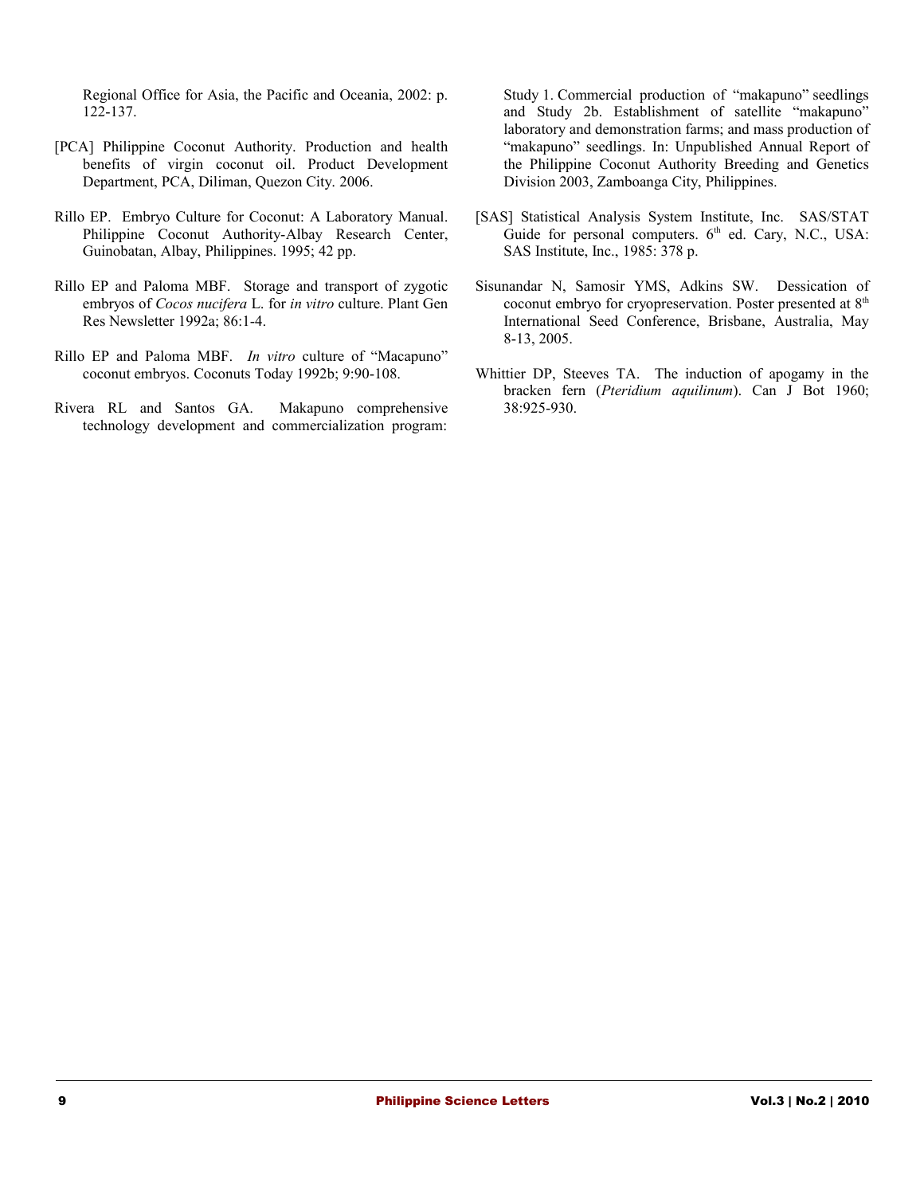Regional Office for Asia, the Pacific and Oceania, 2002: p. 122-137.

[PCA] Philippine Coconut Authority. Production and health benefits of virgin coconut oil. Product Development Department, PCA, Diliman, Quezon City. 2006.

Rillo EP. Embryo Culture for Coconut: A Laboratory Manual. Philippine Coconut Authority-Albay Research Center, Guinobatan, Albay, Philippines. 1995; 42 pp.

Rillo EP and Paloma MBF. Storage and transport of zygotic embryos of *Cocos nucifera* L. for *in vitro* culture. Plant Gen Res Newsletter 1992a; 86:1-4.

Rillo EP and Paloma MBF. *In vitro* culture of "Macapuno" coconut embryos. Coconuts Today 1992b; 9:90-108.

Rivera RL and Santos GA. Makapuno comprehensive technology development and commercialization program: Study 1. Commercial production of "makapuno" seedlings and Study 2b. Establishment of satellite "makapuno" laboratory and demonstration farms; and mass production of "makapuno" seedlings. In: Unpublished Annual Report of the Philippine Coconut Authority Breeding and Genetics Division 2003, Zamboanga City, Philippines.

[SAS] Statistical Analysis System Institute, Inc. SAS/STAT Guide for personal computers. 6th ed. Cary, N.C., USA: SAS Institute, Inc., 1985: 378 p.

Sisunandar N, Samosir YMS, Adkins SW. Dessication of coconut embryo for cryopreservation. Poster presented at 8th International Seed Conference, Brisbane, Australia, May 8-13, 2005.

Whittier DP, Steeves TA. The induction of apogamy in the bracken fern (*Pteridium aquilinum*). Can J Bot 1960; 38:925-930.